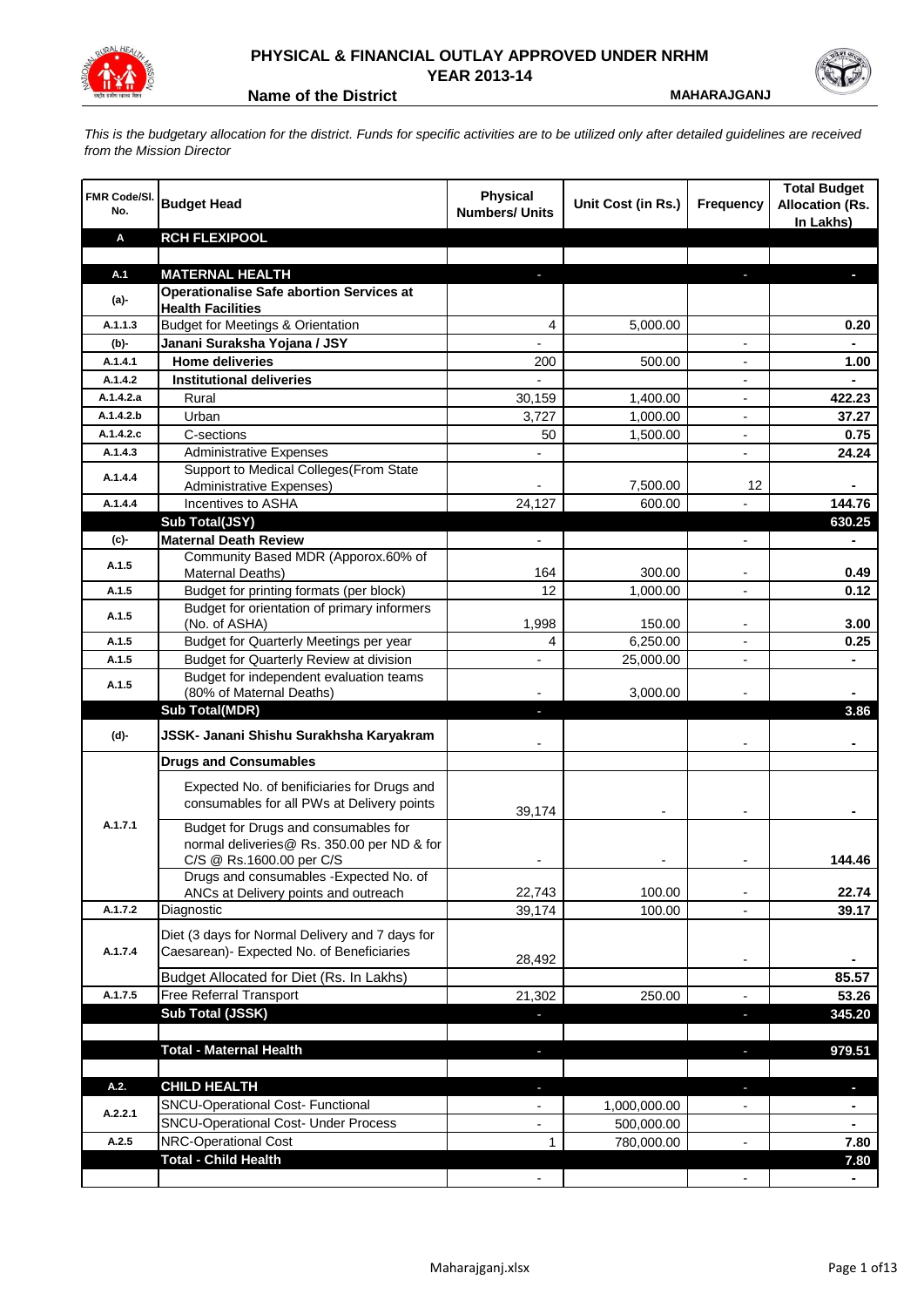# PHYSICAL & FINANCIAL OUTLAY APPROVED UNDER NRHM
## YEAR 2013-14

**Name of the District** **MAHARAJGANJ**

*This is the budgetary allocation for the district. Funds for specific activities are to be utilized only after detailed guidelines are received from the Mission Director*

| FMR Code/Sl. No. | Budget Head | Physical Numbers/ Units | Unit Cost (in Rs.) | Frequency | Total Budget Allocation (Rs. In Lakhs) |
|---|---|---|---|---|---|
| **A** | **RCH FLEXIPOOL** | | | | |
| | | | | | |
| **A.1** | **MATERNAL HEALTH** | - | | - | - |
| **(a)-** | **Operationalise Safe abortion Services at Health Facilities** | | | | |
| A.1.1.3 | Budget for Meetings & Orientation | 4 | 5,000.00 | | 0.20 |
| **(b)-** | **Janani Suraksha Yojana / JSY** | - | | - | - |
| A.1.4.1 | **Home deliveries** | 200 | 500.00 | - | 1.00 |
| A.1.4.2 | **Institutional deliveries** | - | | - | - |
| A.1.4.2.a | Rural | 30,159 | 1,400.00 | - | 422.23 |
| A.1.4.2.b | Urban | 3,727 | 1,000.00 | - | 37.27 |
| A.1.4.2.c | C-sections | 50 | 1,500.00 | - | 0.75 |
| A.1.4.3 | Administrative Expenses | - | | - | 24.24 |
| A.1.4.4 | Support to Medical Colleges(From State Administrative Expenses) | - | 7,500.00 | 12 | - |
| A.1.4.4 | Incentives to ASHA | 24,127 | 600.00 | - | 144.76 |
| | **Sub Total(JSY)** | | | | **630.25** |
| **(c)-** | **Maternal Death Review** | - | | - | - |
| A.1.5 | Community Based MDR (Apporox.60% of Maternal Deaths) | 164 | 300.00 | - | 0.49 |
| A.1.5 | Budget for printing formats (per block) | 12 | 1,000.00 | - | 0.12 |
| A.1.5 | Budget for orientation of primary informers (No. of ASHA) | 1,998 | 150.00 | - | 3.00 |
| A.1.5 | Budget for Quarterly Meetings per year | 4 | 6,250.00 | - | 0.25 |
| A.1.5 | Budget for Quarterly Review at division | - | 25,000.00 | - | - |
| A.1.5 | Budget for independent evaluation teams (80% of Maternal Deaths) | - | 3,000.00 | - | - |
| | **Sub Total(MDR)** | - | | | **3.86** |
| **(d)-** | **JSSK- Janani Shishu Surakhsha Karyakram** | - | | - | - |
| | **Drugs and Consumables** | | | | |
| A.1.7.1 | Expected No. of benificiaries for Drugs and consumables for all PWs at Delivery points | 39,174 | - | - | - |
| | Budget for Drugs and consumables for normal deliveries@ Rs. 350.00 per ND & for C/S @ Rs.1600.00 per C/S | - | - | - | 144.46 |
| | Drugs and consumables -Expected No. of ANCs at Delivery points and outreach | 22,743 | 100.00 | - | 22.74 |
| A.1.7.2 | Diagnostic | 39,174 | 100.00 | - | 39.17 |
| A.1.7.4 | Diet (3 days for Normal Delivery and 7 days for Caesarean)- Expected No. of Beneficiaries | 28,492 | | - | - |
| | Budget Allocated for Diet (Rs. In Lakhs) | | | | 85.57 |
| A.1.7.5 | Free Referral Transport | 21,302 | 250.00 | - | 53.26 |
| | **Sub Total (JSSK)** | - | | - | **345.20** |
| | | | | | |
| | **Total - Maternal Health** | - | | - | **979.51** |
| | | | | | |
| **A.2.** | **CHILD HEALTH** | - | | - | - |
| A.2.2.1 | SNCU-Operational Cost- Functional | - | 1,000,000.00 | - | - |
| | SNCU-Operational Cost- Under Process | - | 500,000.00 | | - |
| A.2.5 | NRC-Operational Cost | 1 | 780,000.00 | - | 7.80 |
| | **Total - Child Health** | | | | **7.80** |
| | | - | | - | - |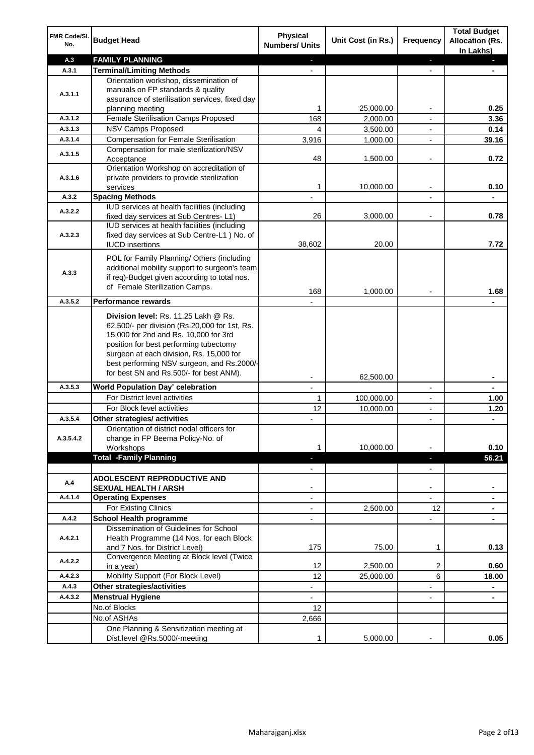| FMR Code/Sl. No. | Budget Head | Physical Numbers/ Units | Unit Cost (in Rs.) | Frequency | Total Budget Allocation (Rs. In Lakhs) |
|---|---|---|---|---|---|
| A.3 | **FAMILY PLANNING** | - | | - | - |
| A.3.1 | **Terminal/Limiting Methods** | - | | - | - |
| A.3.1.1 | Orientation workshop, dissemination of manuals on FP standards & quality assurance of sterilisation services, fixed day planning meeting | 1 | 25,000.00 | - | **0.25** |
| A.3.1.2 | Female Sterilisation Camps Proposed | 168 | 2,000.00 | - | **3.36** |
| A.3.1.3 | NSV Camps Proposed | 4 | 3,500.00 | - | **0.14** |
| A.3.1.4 | Compensation for Female Sterilisation | 3,916 | 1,000.00 | - | **39.16** |
| A.3.1.5 | Compensation for male sterilization/NSV Acceptance | 48 | 1,500.00 | - | **0.72** |
| A.3.1.6 | Orientation Workshop on accreditation of private providers to provide sterilization services | 1 | 10,000.00 | - | **0.10** |
| A.3.2 | **Spacing Methods** | - | | - | - |
| A.3.2.2 | IUD services at health facilities (including fixed day services at Sub Centres- L1) | 26 | 3,000.00 | - | **0.78** |
| A.3.2.3 | IUD services at health facilities (including fixed day services at Sub Centre-L1 ) No. of IUCD insertions | 38,602 | 20.00 | | **7.72** |
| A.3.3 | POL for Family Planning/ Others (including additional mobility support to surgeon's team if req)-Budget given according to total nos. of Female Sterilization Camps. | 168 | 1,000.00 | - | **1.68** |
| A.3.5.2 | **Performance rewards** | - | | | - |
| | **Division level:** Rs. 11.25 Lakh @ Rs. 62,500/- per division (Rs.20,000 for 1st, Rs. 15,000 for 2nd and Rs. 10,000 for 3rd position for best performing tubectomy surgeon at each division, Rs. 15,000 for best performing NSV surgeon, and Rs.2000/- for best SN and Rs.500/- for best ANM). | - | 62,500.00 | | - |
| A.3.5.3 | **World Population Day' celebration** | - | | - | - |
| | For District level activities | 1 | 100,000.00 | - | **1.00** |
| | For Block level activities | 12 | 10,000.00 | - | **1.20** |
| A.3.5.4 | **Other strategies/ activities** | - | | - | - |
| A.3.5.4.2 | Orientation of district nodal officers for change in FP Beema Policy-No. of Workshops | 1 | 10,000.00 | - | **0.10** |
| | **Total -Family Planning** | - | | - | **56.21** |
| | | - | | - | |
| A.4 | **ADOLESCENT REPRODUCTIVE AND SEXUAL HEALTH / ARSH** | - | | - | - |
| A.4.1.4 | **Operating Expenses** | - | | - | - |
| | For Existing Clinics | - | 2,500.00 | 12 | - |
| A.4.2 | **School Health programme** | - | | - | - |
| A.4.2.1 | Dissemination of Guidelines for School Health Programme (14 Nos. for each Block and 7 Nos. for District Level) | 175 | 75.00 | 1 | **0.13** |
| A.4.2.2 | Convergence Meeting at Block level (Twice in a year) | 12 | 2,500.00 | 2 | **0.60** |
| A.4.2.3 | Mobility Support (For Block Level) | 12 | 25,000.00 | 6 | **18.00** |
| A.4.3 | **Other strategies/activities** | - | | - | - |
| A.4.3.2 | **Menstrual Hygiene** | - | | - | - |
| | No.of Blocks | 12 | | | |
| | No.of ASHAs | 2,666 | | | |
| | One Planning & Sensitization meeting at Dist.level @Rs.5000/-meeting | 1 | 5,000.00 | - | **0.05** |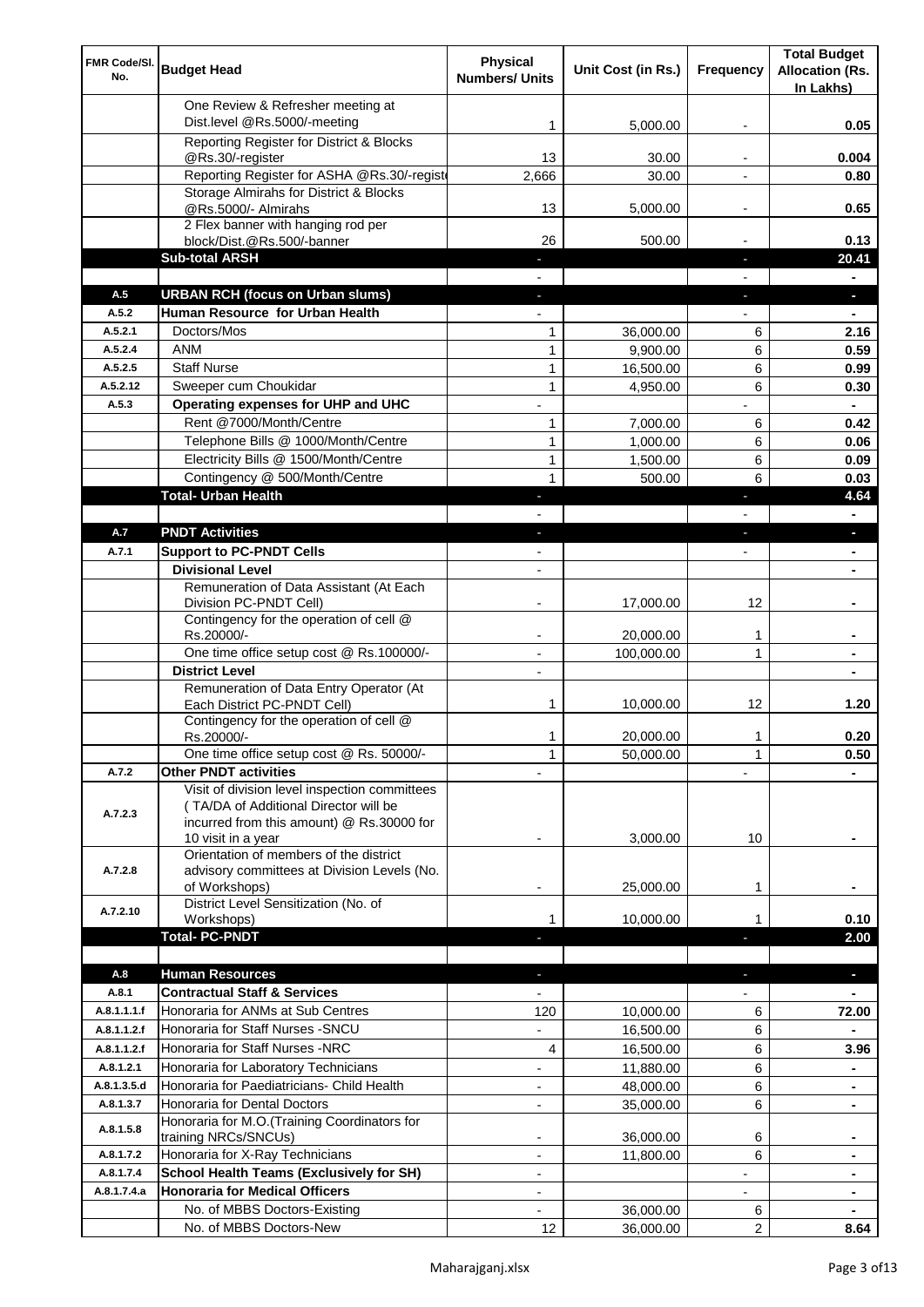| FMR Code/Sl. No. | Budget Head | Physical Numbers/ Units | Unit Cost (in Rs.) | Frequency | Total Budget Allocation (Rs. In Lakhs) |
|---|---|---|---|---|---|
| | One Review & Refresher meeting at Dist.level @Rs.5000/-meeting | 1 | 5,000.00 | - | 0.05 |
| | Reporting Register for District & Blocks @Rs.30/-register | 13 | 30.00 | - | 0.004 |
| | Reporting Register for ASHA @Rs.30/-registe | 2,666 | 30.00 | - | 0.80 |
| | Storage Almirahs for District & Blocks @Rs.5000/- Almirahs | 13 | 5,000.00 | - | 0.65 |
| | 2 Flex banner with hanging rod per block/Dist.@Rs.500/-banner | 26 | 500.00 | - | 0.13 |
| | **Sub-total ARSH** | - | | - | **20.41** |
| | | - | | - | - |
| **A.5** | **URBAN RCH (focus on Urban slums)** | - | | - | - |
| **A.5.2** | **Human Resource for Urban Health** | - | | - | - |
| A.5.2.1 | Doctors/Mos | 1 | 36,000.00 | 6 | 2.16 |
| A.5.2.4 | ANM | 1 | 9,900.00 | 6 | 0.59 |
| A.5.2.5 | Staff Nurse | 1 | 16,500.00 | 6 | 0.99 |
| A.5.2.12 | Sweeper cum Choukidar | 1 | 4,950.00 | 6 | 0.30 |
| **A.5.3** | **Operating expenses for UHP and UHC** | - | | - | - |
| | Rent @7000/Month/Centre | 1 | 7,000.00 | 6 | 0.42 |
| | Telephone Bills @ 1000/Month/Centre | 1 | 1,000.00 | 6 | 0.06 |
| | Electricity Bills @ 1500/Month/Centre | 1 | 1,500.00 | 6 | 0.09 |
| | Contingency @ 500/Month/Centre | 1 | 500.00 | 6 | 0.03 |
| | **Total- Urban Health** | - | | - | **4.64** |
| | | - | | - | - |
| **A.7** | **PNDT Activities** | - | | - | - |
| **A.7.1** | **Support to PC-PNDT Cells** | - | | - | - |
| | **Divisional Level** | - | | | - |
| | Remuneration of Data Assistant (At Each Division PC-PNDT Cell) | - | 17,000.00 | 12 | - |
| | Contingency for the operation of cell @ Rs.20000/- | - | 20,000.00 | 1 | - |
| | One time office setup cost @ Rs.100000/- | - | 100,000.00 | 1 | - |
| | **District Level** | - | | | - |
| | Remuneration of Data Entry Operator (At Each District PC-PNDT Cell) | 1 | 10,000.00 | 12 | 1.20 |
| | Contingency for the operation of cell @ Rs.20000/- | 1 | 20,000.00 | 1 | 0.20 |
| | One time office setup cost @ Rs. 50000/- | 1 | 50,000.00 | 1 | 0.50 |
| **A.7.2** | **Other PNDT activities** | - | | - | - |
| A.7.2.3 | Visit of division level inspection committees ( TA/DA of Additional Director will be incurred from this amount) @ Rs.30000 for 10 visit in a year | - | 3,000.00 | 10 | - |
| A.7.2.8 | Orientation of members of the district advisory committees at Division Levels (No. of Workshops) | - | 25,000.00 | 1 | - |
| A.7.2.10 | District Level Sensitization (No. of Workshops) | 1 | 10,000.00 | 1 | 0.10 |
| | **Total- PC-PNDT** | - | | - | **2.00** |
| | | | | | |
| **A.8** | **Human Resources** | - | | - | - |
| **A.8.1** | **Contractual Staff & Services** | - | | - | - |
| A.8.1.1.1.f | Honoraria for ANMs at Sub Centres | 120 | 10,000.00 | 6 | 72.00 |
| A.8.1.1.2.f | Honoraria for Staff Nurses -SNCU | - | 16,500.00 | 6 | - |
| A.8.1.1.2.f | Honoraria for Staff Nurses -NRC | 4 | 16,500.00 | 6 | 3.96 |
| A.8.1.2.1 | Honoraria for Laboratory Technicians | - | 11,880.00 | 6 | - |
| A.8.1.3.5.d | Honoraria for Paediatricians- Child Health | - | 48,000.00 | 6 | - |
| A.8.1.3.7 | Honoraria for Dental Doctors | - | 35,000.00 | 6 | - |
| A.8.1.5.8 | Honoraria for M.O.(Training Coordinators for training NRCs/SNCUs) | - | 36,000.00 | 6 | - |
| A.8.1.7.2 | Honoraria for X-Ray Technicians | - | 11,800.00 | 6 | - |
| A.8.1.7.4 | **School Health Teams (Exclusively for SH)** | - | | - | - |
| A.8.1.7.4.a | **Honoraria for Medical Officers** | - | | - | - |
| | No. of MBBS Doctors-Existing | - | 36,000.00 | 6 | - |
| | No. of MBBS Doctors-New | 12 | 36,000.00 | 2 | 8.64 |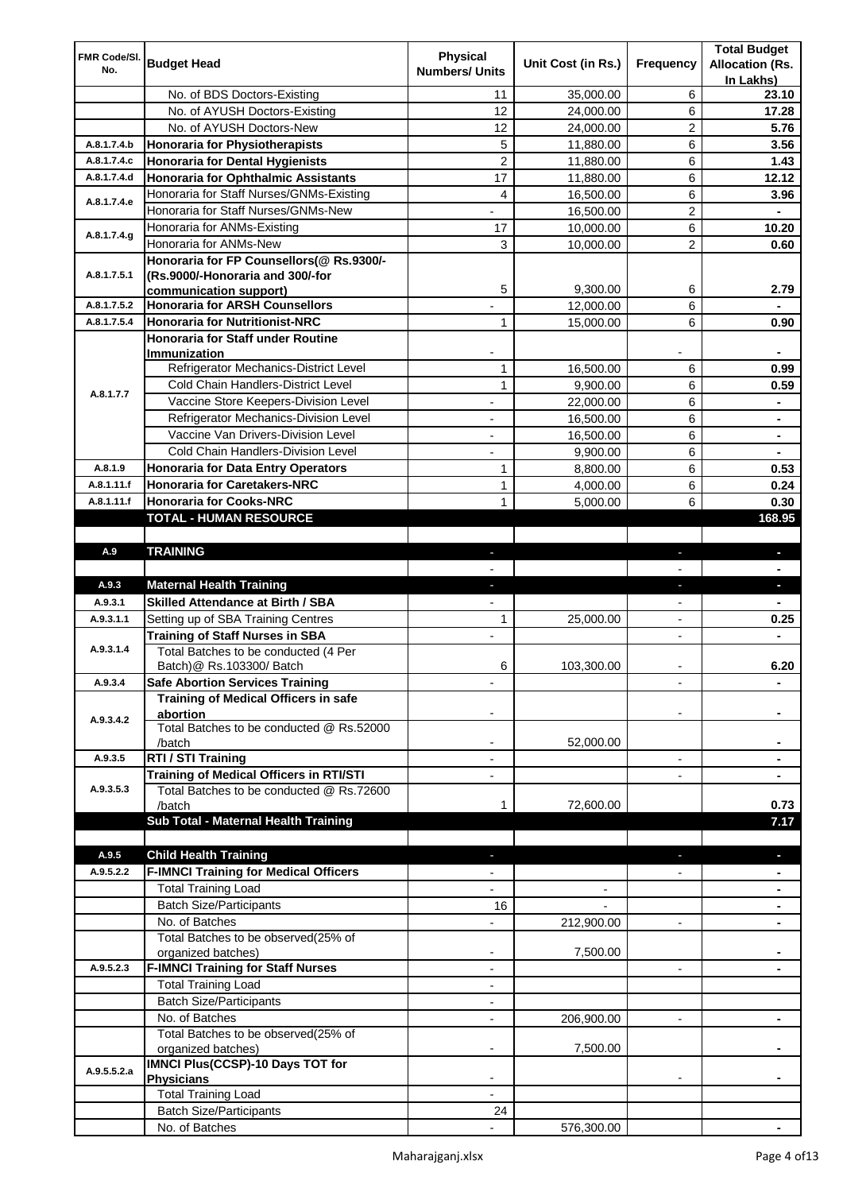| FMR Code/Sl. No. | Budget Head | Physical Numbers/ Units | Unit Cost (in Rs.) | Frequency | Total Budget Allocation (Rs. In Lakhs) |
|---|---|---|---|---|---|
| | No. of BDS Doctors-Existing | 11 | 35,000.00 | 6 | **23.10** |
| | No. of AYUSH Doctors-Existing | 12 | 24,000.00 | 6 | **17.28** |
| | No. of AYUSH Doctors-New | 12 | 24,000.00 | 2 | **5.76** |
| A.8.1.7.4.b | **Honoraria for Physiotherapists** | 5 | 11,880.00 | 6 | **3.56** |
| A.8.1.7.4.c | **Honoraria for Dental Hygienists** | 2 | 11,880.00 | 6 | **1.43** |
| A.8.1.7.4.d | **Honoraria for Ophthalmic Assistants** | 17 | 11,880.00 | 6 | **12.12** |
| A.8.1.7.4.e | Honoraria for Staff Nurses/GNMs-Existing | 4 | 16,500.00 | 6 | **3.96** |
| | Honoraria for Staff Nurses/GNMs-New | - | 16,500.00 | 2 | **-** |
| A.8.1.7.4.g | Honoraria for ANMs-Existing | 17 | 10,000.00 | 6 | **10.20** |
| | Honoraria for ANMs-New | 3 | 10,000.00 | 2 | **0.60** |
| A.8.1.7.5.1 | **Honoraria for FP Counsellors(@ Rs.9300/- (Rs.9000/-Honoraria and 300/-for communication support)** | 5 | 9,300.00 | 6 | **2.79** |
| A.8.1.7.5.2 | **Honoraria for ARSH Counsellors** | - | 12,000.00 | 6 | **-** |
| A.8.1.7.5.4 | **Honoraria for Nutritionist-NRC** | 1 | 15,000.00 | 6 | **0.90** |
| A.8.1.7.7 | **Honoraria for Staff under Routine Immunization** | - | | - | **-** |
| | Refrigerator Mechanics-District Level | 1 | 16,500.00 | 6 | **0.99** |
| | Cold Chain Handlers-District Level | 1 | 9,900.00 | 6 | **0.59** |
| | Vaccine Store Keepers-Division Level | - | 22,000.00 | 6 | **-** |
| | Refrigerator Mechanics-Division Level | - | 16,500.00 | 6 | **-** |
| | Vaccine Van Drivers-Division Level | - | 16,500.00 | 6 | **-** |
| | Cold Chain Handlers-Division Level | - | 9,900.00 | 6 | **-** |
| A.8.1.9 | **Honoraria for Data Entry Operators** | 1 | 8,800.00 | 6 | **0.53** |
| A.8.1.11.f | **Honoraria for Caretakers-NRC** | 1 | 4,000.00 | 6 | **0.24** |
| A.8.1.11.f | **Honoraria for Cooks-NRC** | 1 | 5,000.00 | 6 | **0.30** |
| | **TOTAL - HUMAN RESOURCE** | | | | **168.95** |
| | | | | | |
| **A.9** | **TRAINING** | - | | - | **-** |
| | | - | | - | **-** |
| **A.9.3** | **Maternal Health Training** | - | | - | **-** |
| A.9.3.1 | **Skilled Attendance at Birth / SBA** | - | | - | **-** |
| A.9.3.1.1 | Setting up of SBA Training Centres | 1 | 25,000.00 | - | **0.25** |
| A.9.3.1.4 | **Training of Staff Nurses in SBA** | - | | - | **-** |
| | Total Batches to be conducted (4 Per Batch)@ Rs.103300/ Batch | 6 | 103,300.00 | - | **6.20** |
| A.9.3.4 | **Safe Abortion Services Training** | - | | - | **-** |
| A.9.3.4.2 | **Training of Medical Officers in safe abortion** | - | | - | **-** |
| | Total Batches to be conducted @ Rs.52000 /batch | - | 52,000.00 | | **-** |
| A.9.3.5 | **RTI / STI Training** | - | | - | **-** |
| A.9.3.5.3 | **Training of Medical Officers in RTI/STI** | - | | - | **-** |
| | Total Batches to be conducted @ Rs.72600 /batch | 1 | 72,600.00 | | **0.73** |
| | **Sub Total - Maternal Health Training** | | | | **7.17** |
| | | | | | |
| **A.9.5** | **Child Health Training** | - | | - | **-** |
| A.9.5.2.2 | **F-IMNCI Training for Medical Officers** | - | | - | **-** |
| | Total Training Load | - | - | | **-** |
| | Batch Size/Participants | 16 | - | | **-** |
| | No. of Batches | - | 212,900.00 | - | **-** |
| | Total Batches to be observed(25% of organized batches) | - | 7,500.00 | | **-** |
| A.9.5.2.3 | **F-IMNCI Training for Staff Nurses** | - | | - | **-** |
| | Total Training Load | - | | | |
| | Batch Size/Participants | - | | | |
| | No. of Batches | - | 206,900.00 | - | **-** |
| | Total Batches to be observed(25% of organized batches) | - | 7,500.00 | | **-** |
| A.9.5.5.2.a | **IMNCI Plus(CCSP)-10 Days TOT for Physicians** | - | | - | **-** |
| | Total Training Load | - | | | |
| | Batch Size/Participants | 24 | | | |
| | No. of Batches | - | 576,300.00 | | **-** |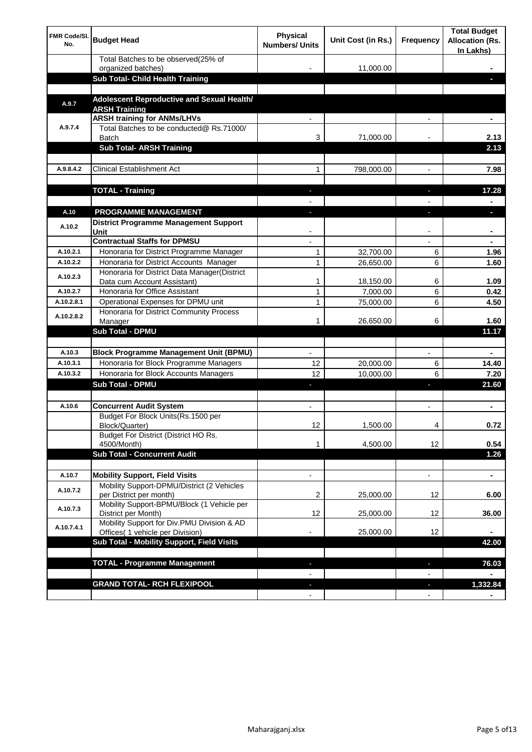| FMR Code/Sl. No. | Budget Head | Physical Numbers/ Units | Unit Cost (in Rs.) | Frequency | Total Budget Allocation (Rs. In Lakhs) |
|---|---|---|---|---|---|
| | Total Batches to be observed(25% of organized batches) | - | 11,000.00 | | - |
| | **Sub Total- Child Health Training** | | | | - |
| | | | | | |
| A.9.7 | **Adolescent Reproductive and Sexual Health/ ARSH Training** | | | | |
| A.9.7.4 | **ARSH training for ANMs/LHVs** | - | | - | - |
| | Total Batches to be conducted@ Rs.71000/ Batch | 3 | 71,000.00 | - | 2.13 |
| | **Sub Total- ARSH Training** | | | | 2.13 |
| | | | | | |
| A.9.8.4.2 | Clinical Establishment Act | 1 | 798,000.00 | - | 7.98 |
| | | | | | |
| | **TOTAL - Training** | - | | - | 17.28 |
| | | - | | - | - |
| A.10 | **PROGRAMME MANAGEMENT** | - | | - | - |
| A.10.2 | **District Programme Management Support Unit** | - | | - | - |
| | **Contractual Staffs for DPMSU** | - | | - | - |
| A.10.2.1 | Honoraria for District Programme Manager | 1 | 32,700.00 | 6 | 1.96 |
| A.10.2.2 | Honoraria for District Accounts Manager | 1 | 26,650.00 | 6 | 1.60 |
| A.10.2.3 | Honoraria for District Data Manager(District Data cum Account Assistant) | 1 | 18,150.00 | 6 | 1.09 |
| A.10.2.7 | Honoraria for Office Assistant | 1 | 7,000.00 | 6 | 0.42 |
| A.10.2.8.1 | Operational Expenses for DPMU unit | 1 | 75,000.00 | 6 | 4.50 |
| A.10.2.8.2 | Honoraria for District Community Process Manager | 1 | 26,650.00 | 6 | 1.60 |
| | **Sub Total - DPMU** | | | | 11.17 |
| | | | | | |
| A.10.3 | **Block Programme Management Unit (BPMU)** | - | | - | - |
| A.10.3.1 | Honoraria for Block Programme Managers | 12 | 20,000.00 | 6 | 14.40 |
| A.10.3.2 | Honoraria for Block Accounts Managers | 12 | 10,000.00 | 6 | 7.20 |
| | **Sub Total - DPMU** | - | | - | 21.60 |
| | | | | | |
| A.10.6 | **Concurrent Audit System** | - | | - | - |
| | Budget For Block Units(Rs.1500 per Block/Quarter) | 12 | 1,500.00 | 4 | 0.72 |
| | Budget For District (District HO Rs. 4500/Month) | 1 | 4,500.00 | 12 | 0.54 |
| | **Sub Total - Concurrent Audit** | | | | 1.26 |
| | | | | | |
| A.10.7 | **Mobility Support, Field Visits** | - | | - | - |
| A.10.7.2 | Mobility Support-DPMU/District (2 Vehicles per District per month) | 2 | 25,000.00 | 12 | 6.00 |
| A.10.7.3 | Mobility Support-BPMU/Block (1 Vehicle per District per Month) | 12 | 25,000.00 | 12 | 36.00 |
| A.10.7.4.1 | Mobility Support for Div.PMU Division & AD Offices( 1 vehicle per Division) | - | 25,000.00 | 12 | - |
| | **Sub Total - Mobility Support, Field Visits** | | | | 42.00 |
| | | | | | |
| | **TOTAL - Programme Management** | - | | - | 76.03 |
| | | - | | - | - |
| | **GRAND TOTAL- RCH FLEXIPOOL** | - | | - | 1,332.84 |
| | | - | | - | - |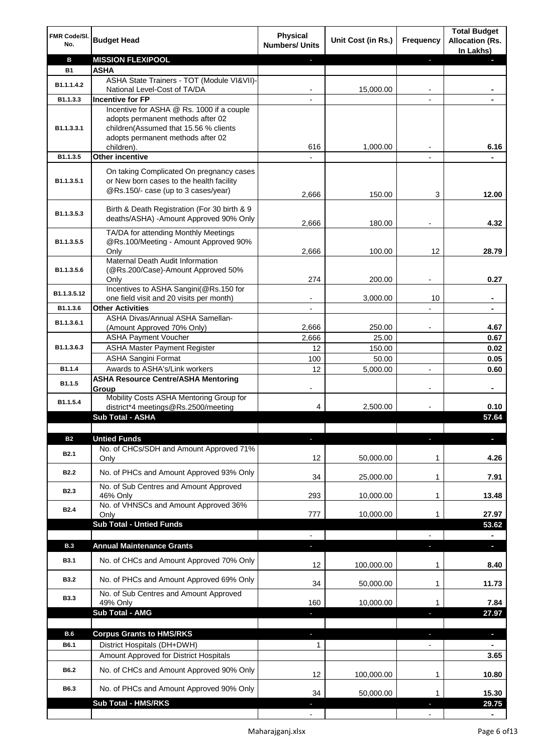| FMR Code/Sl. No. | Budget Head | Physical Numbers/ Units | Unit Cost (in Rs.) | Frequency | Total Budget Allocation (Rs. In Lakhs) |
|---|---|---|---|---|---|
| **B** | **MISSION FLEXIPOOL** | - | | - | - |
| **B1** | **ASHA** | | | | |
| B1.1.1.4.2 | ASHA State Trainers - TOT (Module VI&VII)-National Level-Cost of TA/DA | - | 15,000.00 | - | - |
| B1.1.3.3 | **Incentive for FP** | - | | - | - |
| B1.1.3.3.1 | Incentive for ASHA @ Rs. 1000 if a couple adopts permanent methods after 02 children(Assumed that 15.56 % clients adopts permanent methods after 02 children). | 616 | 1,000.00 | - | 6.16 |
| B1.1.3.5 | **Other incentive** | - | | - | - |
| B1.1.3.5.1 | On taking Complicated On pregnancy cases or New born cases to the health facility @Rs.150/- case (up to 3 cases/year) | 2,666 | 150.00 | 3 | 12.00 |
| B1.1.3.5.3 | Birth & Death Registration (For 30 birth & 9 deaths/ASHA) -Amount Approved 90% Only | 2,666 | 180.00 | - | 4.32 |
| B1.1.3.5.5 | TA/DA for attending Monthly Meetings @Rs.100/Meeting - Amount Approved 90% Only | 2,666 | 100.00 | 12 | 28.79 |
| B1.1.3.5.6 | Maternal Death Audit Information (@Rs.200/Case)-Amount Approved 50% Only | 274 | 200.00 | - | 0.27 |
| B1.1.3.5.12 | Incentives to ASHA Sangini(@Rs.150 for one field visit and 20 visits per month) | - | 3,000.00 | 10 | - |
| B1.1.3.6 | **Other Activities** | - | | - | - |
| B1.1.3.6.1 | ASHA Divas/Annual ASHA Samellan-(Amount Approved 70% Only) | 2,666 | 250.00 | - | 4.67 |
| B1.1.3.6.3 | ASHA Payment Voucher | 2,666 | 25.00 | | 0.67 |
| | ASHA Master Payment Register | 12 | 150.00 | | 0.02 |
| | ASHA Sangini Format | 100 | 50.00 | | 0.05 |
| B1.1.4 | Awards to ASHA's/Link workers | 12 | 5,000.00 | - | 0.60 |
| B1.1.5 | **ASHA Resource Centre/ASHA Mentoring Group** | - | | - | - |
| B1.1.5.4 | Mobility Costs ASHA Mentoring Group for district*4 meetings@Rs.2500/meeting | 4 | 2,500.00 | - | 0.10 |
| | **Sub Total - ASHA** | | | | **57.64** |
| | | | | | |
| **B2** | **Untied Funds** | - | | - | - |
| B2.1 | No. of CHCs/SDH and Amount Approved 71% Only | 12 | 50,000.00 | 1 | 4.26 |
| B2.2 | No. of PHCs and Amount Approved 93% Only | 34 | 25,000.00 | 1 | 7.91 |
| B2.3 | No. of Sub Centres and Amount Approved 46% Only | 293 | 10,000.00 | 1 | 13.48 |
| B2.4 | No. of VHNSCs and Amount Approved 36% Only | 777 | 10,000.00 | 1 | 27.97 |
| | **Sub Total - Untied Funds** | | | | **53.62** |
| | | - | | - | - |
| **B.3** | **Annual Maintenance Grants** | - | | - | - |
| B3.1 | No. of CHCs and Amount Approved 70% Only | 12 | 100,000.00 | 1 | 8.40 |
| B3.2 | No. of PHCs and Amount Approved 69% Only | 34 | 50,000.00 | 1 | 11.73 |
| B3.3 | No. of Sub Centres and Amount Approved 49% Only | 160 | 10,000.00 | 1 | 7.84 |
| | **Sub Total - AMG** | - | | - | **27.97** |
| | | | | | |
| **B.6** | **Corpus Grants to HMS/RKS** | - | | - | - |
| B6.1 | District Hospitals (DH+DWH) | 1 | | - | - |
| | Amount Approved for District Hospitals | | | | 3.65 |
| B6.2 | No. of CHCs and Amount Approved 90% Only | 12 | 100,000.00 | 1 | 10.80 |
| B6.3 | No. of PHCs and Amount Approved 90% Only | 34 | 50,000.00 | 1 | 15.30 |
| | **Sub Total - HMS/RKS** | - | | - | **29.75** |
| | | - | | - | - |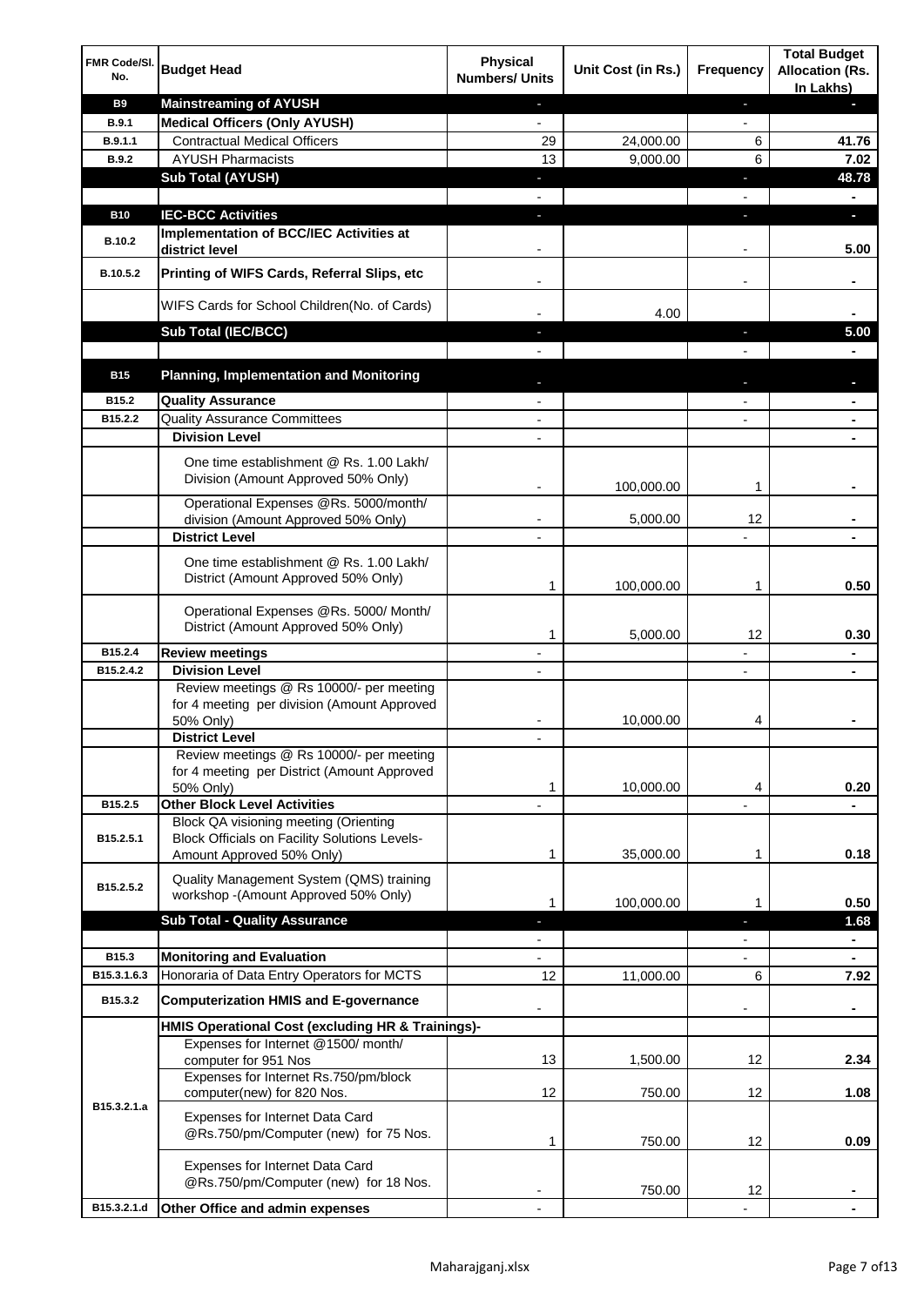| FMR Code/Sl. No. | Budget Head | Physical Numbers/ Units | Unit Cost (in Rs.) | Frequency | Total Budget Allocation (Rs. In Lakhs) |
|---|---|---|---|---|---|
| B9 | **Mainstreaming of AYUSH** | - | | - | - |
| B.9.1 | **Medical Officers (Only AYUSH)** | - | | - | |
| B.9.1.1 | Contractual Medical Officers | 29 | 24,000.00 | 6 | **41.76** |
| B.9.2 | AYUSH Pharmacists | 13 | 9,000.00 | 6 | **7.02** |
| | **Sub Total (AYUSH)** | - | | - | **48.78** |
| | | - | | - | - |
| B10 | **IEC-BCC Activities** | - | | - | - |
| B.10.2 | **Implementation of BCC/IEC Activities at district level** | - | | - | **5.00** |
| B.10.5.2 | **Printing of WIFS Cards, Referral Slips, etc** | - | | - | - |
| | WIFS Cards for School Children(No. of Cards) | - | 4.00 | | - |
| | **Sub Total (IEC/BCC)** | - | | - | **5.00** |
| | | - | | - | - |
| B15 | **Planning, Implementation and Monitoring** | - | | - | - |
| B15.2 | **Quality Assurance** | - | | - | - |
| B15.2.2 | Quality Assurance Committees | - | | - | - |
| | **Division Level** | - | | | - |
| | One time establishment @ Rs. 1.00 Lakh/ Division (Amount Approved 50% Only) | - | 100,000.00 | 1 | - |
| | Operational Expenses @Rs. 5000/month/ division (Amount Approved 50% Only) | - | 5,000.00 | 12 | - |
| | **District Level** | - | | - | - |
| | One time establishment @ Rs. 1.00 Lakh/ District (Amount Approved 50% Only) | 1 | 100,000.00 | 1 | **0.50** |
| | Operational Expenses @Rs. 5000/ Month/ District (Amount Approved 50% Only) | 1 | 5,000.00 | 12 | **0.30** |
| B15.2.4 | **Review meetings** | - | | - | - |
| B15.2.4.2 | **Division Level** | - | | - | - |
| | Review meetings @ Rs 10000/- per meeting for 4 meeting per division (Amount Approved 50% Only) | - | 10,000.00 | 4 | - |
| | **District Level** | - | | | |
| | Review meetings @ Rs 10000/- per meeting for 4 meeting per District (Amount Approved 50% Only) | 1 | 10,000.00 | 4 | **0.20** |
| B15.2.5 | **Other Block Level Activities** | - | | - | - |
| B15.2.5.1 | Block QA visioning meeting (Orienting Block Officials on Facility Solutions Levels- Amount Approved 50% Only) | 1 | 35,000.00 | 1 | **0.18** |
| B15.2.5.2 | Quality Management System (QMS) training workshop -(Amount Approved 50% Only) | 1 | 100,000.00 | 1 | **0.50** |
| | **Sub Total - Quality Assurance** | - | | - | **1.68** |
| | | - | | - | - |
| B15.3 | **Monitoring and Evaluation** | - | | - | - |
| B15.3.1.6.3 | Honoraria of Data Entry Operators for MCTS | 12 | 11,000.00 | 6 | **7.92** |
| B15.3.2 | **Computerization HMIS and E-governance** | - | | - | - |
| | **HMIS Operational Cost (excluding HR & Trainings)-** | | | | |
| B15.3.2.1.a | Expenses for Internet @1500/ month/ computer for 951 Nos | 13 | 1,500.00 | 12 | **2.34** |
| | Expenses for Internet Rs.750/pm/block computer(new) for 820 Nos. | 12 | 750.00 | 12 | **1.08** |
| | Expenses for Internet Data Card @Rs.750/pm/Computer (new) for 75 Nos. | 1 | 750.00 | 12 | **0.09** |
| | Expenses for Internet Data Card @Rs.750/pm/Computer (new) for 18 Nos. | - | 750.00 | 12 | - |
| B15.3.2.1.d | **Other Office and admin expenses** | - | | - | - |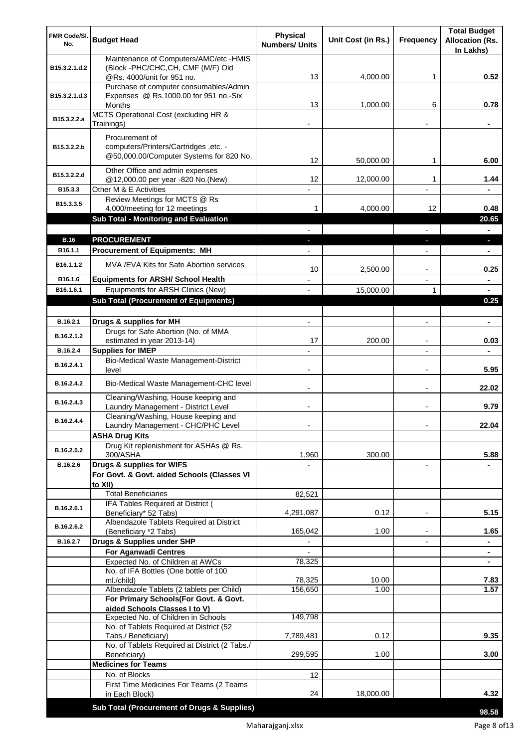| FMR Code/Sl. No. | Budget Head | Physical Numbers/ Units | Unit Cost (in Rs.) | Frequency | Total Budget Allocation (Rs. In Lakhs) |
|---|---|---|---|---|---|
| B15.3.2.1.d.2 | Maintenance of Computers/AMC/etc -HMIS (Block -PHC/CHC,CH, CMF (M/F) Old @Rs. 4000/unit for 951 no. | 13 | 4,000.00 | 1 | **0.52** |
| B15.3.2.1.d.3 | Purchase of computer consumables/Admin Expenses @ Rs.1000.00 for 951 no.-Six Months | 13 | 1,000.00 | 6 | **0.78** |
| B15.3.2.2.a | MCTS Operational Cost (excluding HR & Trainings) | - | | - | **-** |
| B15.3.2.2.b | Procurement of computers/Printers/Cartridges ,etc. - @50,000.00/Computer Systems for 820 No. | 12 | 50,000.00 | 1 | **6.00** |
| B15.3.2.2.d | Other Office and admin expenses @12,000.00 per year -820 No.(New) | 12 | 12,000.00 | 1 | **1.44** |
| B15.3.3 | Other M & E Activities | - | | - | **-** |
| B15.3.3.5 | Review Meetings for MCTS @ Rs 4,000/meeting for 12 meetings | 1 | 4,000.00 | 12 | **0.48** |
| | **Sub Total - Monitoring and Evaluation** | | | | **20.65** |
| | | - | | - | **-** |
| **B.16** | **PROCUREMENT** | - | | - | **-** |
| B16.1.1 | **Procurement of Equipments: MH** | - | | - | **-** |
| B16.1.1.2 | MVA /EVA Kits for Safe Abortion services | 10 | 2,500.00 | - | **0.25** |
| B16.1.6 | **Equipments for ARSH/ School Health** | - | | - | **-** |
| B16.1.6.1 | Equipments for ARSH Clinics (New) | - | 15,000.00 | 1 | **-** |
| | **Sub Total (Procurement of Equipments)** | | | | **0.25** |
| | | | | | |
| B.16.2.1 | **Drugs & supplies for MH** | - | | - | **-** |
| B.16.2.1.2 | Drugs for Safe Abortion (No. of MMA estimated in year 2013-14) | 17 | 200.00 | - | **0.03** |
| B.16.2.4 | **Supplies for IMEP** | - | | - | **-** |
| B.16.2.4.1 | Bio-Medical Waste Management-District level | - | | - | **5.95** |
| B.16.2.4.2 | Bio-Medical Waste Management-CHC level | - | | - | **22.02** |
| B.16.2.4.3 | Cleaning/Washing, House keeping and Laundry Management - District Level | - | | - | **9.79** |
| B.16.2.4.4 | Cleaning/Washing, House keeping and Laundry Management - CHC/PHC Level | - | | - | **22.04** |
| | **ASHA Drug Kits** | | | | |
| B.16.2.5.2 | Drug Kit replenishment for ASHAs @ Rs. 300/ASHA | 1,960 | 300.00 | | **5.88** |
| B.16.2.6 | **Drugs & supplies for WIFS** | - | | - | **-** |
| | **For Govt. & Govt. aided Schools (Classes VI to XII)** | | | | |
| | Total Beneficiaries | 82,521 | | | |
| B.16.2.6.1 | IFA Tables Required at District ( Beneficiary* 52 Tabs) | 4,291,087 | 0.12 | - | **5.15** |
| B.16.2.6.2 | Albendazole Tablets Required at District (Beneficiary *2 Tabs) | 165,042 | 1.00 | - | **1.65** |
| B.16.2.7 | **Drugs & Supplies under SHP** | - | | - | **-** |
| | **For Aganwadi Centres** | - | | | **-** |
| | Expected No. of Children at AWCs | 78,325 | | | **-** |
| | No. of IFA Bottles (One bottle of 100 ml./child) | 78,325 | 10.00 | | **7.83** |
| | Albendazole Tablets (2 tablets per Child) | 156,650 | 1.00 | | **1.57** |
| | **For Primary Schools(For Govt. & Govt. aided Schools Classes I to V)** | | | | |
| | Expected No. of Children in Schools | 149,798 | | | |
| | No. of Tablets Required at District (52 Tabs./ Beneficiary) | 7,789,481 | 0.12 | | **9.35** |
| | No. of Tablets Required at District (2 Tabs./ Beneficiary) | 299,595 | 1.00 | | **3.00** |
| | **Medicines for Teams** | | | | |
| | No. of Blocks | 12 | | | |
| | First Time Medicines For Teams (2 Teams in Each Block) | 24 | 18,000.00 | | **4.32** |
| | **Sub Total (Procurement of Drugs & Supplies)** | | | | **98.58** |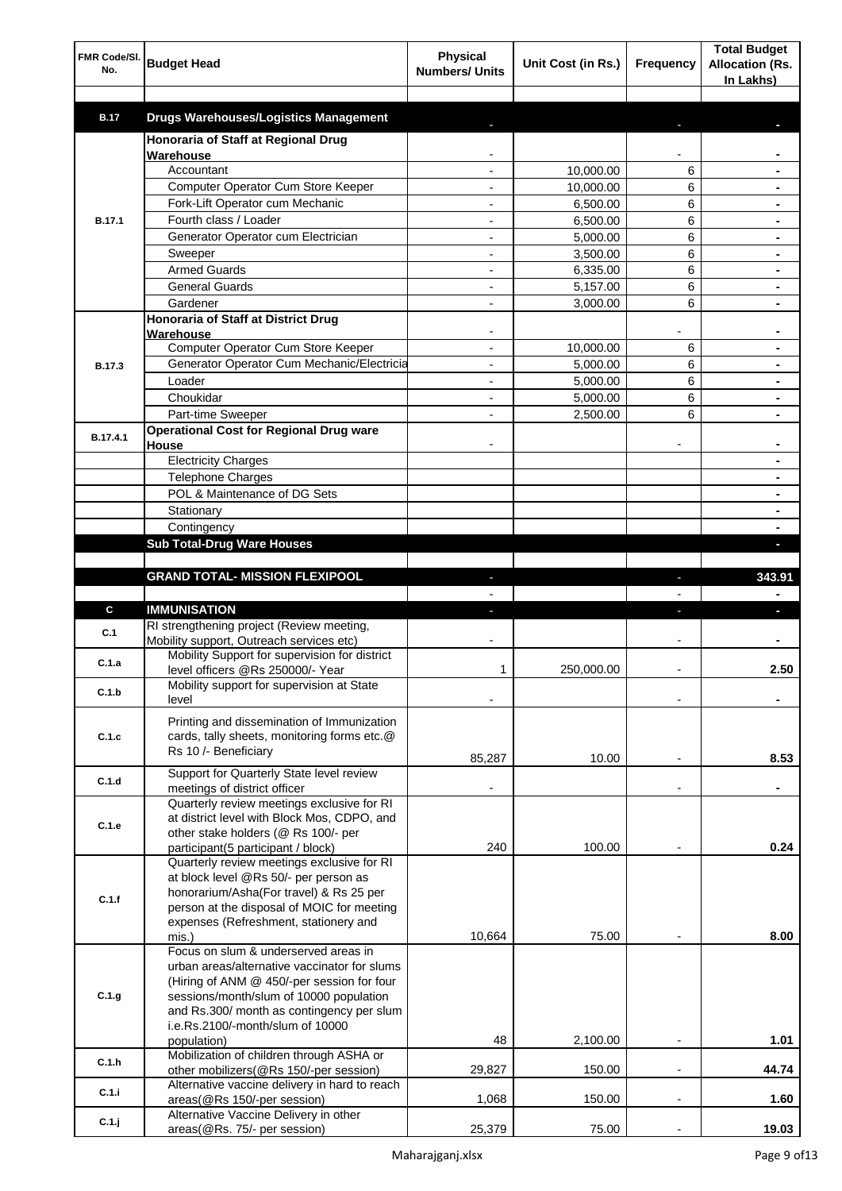| FMR Code/Sl. No. | Budget Head | Physical Numbers/ Units | Unit Cost (in Rs.) | Frequency | Total Budget Allocation (Rs. In Lakhs) |
|---|---|---|---|---|---|
| | | | | | |
| B.17 | **Drugs Warehouses/Logistics Management** | - | | - | - |
| B.17.1 | **Honoraria of Staff at Regional Drug Warehouse** | - | | - | - |
| | Accountant | - | 10,000.00 | 6 | - |
| | Computer Operator Cum Store Keeper | - | 10,000.00 | 6 | - |
| | Fork-Lift Operator cum Mechanic | - | 6,500.00 | 6 | - |
| | Fourth class / Loader | - | 6,500.00 | 6 | - |
| | Generator Operator cum Electrician | - | 5,000.00 | 6 | - |
| | Sweeper | - | 3,500.00 | 6 | - |
| | Armed Guards | - | 6,335.00 | 6 | - |
| | General Guards | - | 5,157.00 | 6 | - |
| | Gardener | - | 3,000.00 | 6 | - |
| B.17.3 | **Honoraria of Staff at District Drug Warehouse** | - | | - | - |
| | Computer Operator Cum Store Keeper | - | 10,000.00 | 6 | - |
| | Generator Operator Cum Mechanic/Electricia | - | 5,000.00 | 6 | - |
| | Loader | - | 5,000.00 | 6 | - |
| | Choukidar | - | 5,000.00 | 6 | - |
| | Part-time Sweeper | - | 2,500.00 | 6 | - |
| B.17.4.1 | **Operational Cost for Regional Drug ware House** | - | | - | - |
| | Electricity Charges | | | | - |
| | Telephone Charges | | | | - |
| | POL & Maintenance of DG Sets | | | | - |
| | Stationary | | | | - |
| | Contingency | | | | - |
| | **Sub Total-Drug Ware Houses** | | | | - |
| | | | | | |
| | **GRAND TOTAL- MISSION FLEXIPOOL** | - | | - | 343.91 |
| | | - | | - | - |
| C | **IMMUNISATION** | - | | - | - |
| C.1 | RI strengthening project (Review meeting, Mobility support, Outreach services etc) | - | | - | - |
| C.1.a | Mobility Support for supervision for district level officers @Rs 250000/- Year | 1 | 250,000.00 | - | 2.50 |
| C.1.b | Mobility support for supervision at State level | - | | - | - |
| C.1.c | Printing and dissemination of Immunization cards, tally sheets, monitoring forms etc.@ Rs 10 /- Beneficiary | 85,287 | 10.00 | - | 8.53 |
| C.1.d | Support for Quarterly State level review meetings of district officer | - | | - | - |
| C.1.e | Quarterly review meetings exclusive for RI at district level with Block Mos, CDPO, and other stake holders (@ Rs 100/- per participant(5 participant / block) | 240 | 100.00 | - | 0.24 |
| C.1.f | Quarterly review meetings exclusive for RI at block level @Rs 50/- per person as honorarium/Asha(For travel) & Rs 25 per person at the disposal of MOIC for meeting expenses (Refreshment, stationery and mis.) | 10,664 | 75.00 | - | 8.00 |
| C.1.g | Focus on slum & underserved areas in urban areas/alternative vaccinator for slums (Hiring of ANM @ 450/-per session for four sessions/month/slum of 10000 population and Rs.300/ month as contingency per slum i.e.Rs.2100/-month/slum of 10000 population) | 48 | 2,100.00 | - | 1.01 |
| C.1.h | Mobilization of children through ASHA or other mobilizers(@Rs 150/-per session) | 29,827 | 150.00 | - | 44.74 |
| C.1.i | Alternative vaccine delivery in hard to reach areas(@Rs 150/-per session) | 1,068 | 150.00 | - | 1.60 |
| C.1.j | Alternative Vaccine Delivery in other areas(@Rs. 75/- per session) | 25,379 | 75.00 | - | 19.03 |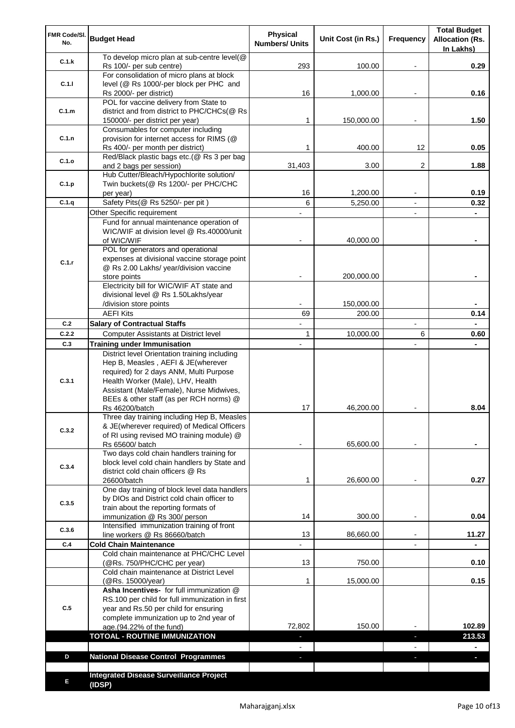| FMR Code/Sl. No. | Budget Head | Physical Numbers/ Units | Unit Cost (in Rs.) | Frequency | Total Budget Allocation (Rs. In Lakhs) |
|---|---|---|---|---|---|
| C.1.k | To develop micro plan at sub-centre level(@ Rs 100/- per sub centre) | 293 | 100.00 | - | 0.29 |
| C.1.l | For consolidation of micro plans at block level (@ Rs 1000/-per block per PHC and Rs 2000/- per district) | 16 | 1,000.00 | - | 0.16 |
| C.1.m | POL for vaccine delivery from State to district and from district to PHC/CHCs(@ Rs 150000/- per district per year) | 1 | 150,000.00 | - | 1.50 |
| C.1.n | Consumables for computer including provision for internet access for RIMS (@ Rs 400/- per month per district) | 1 | 400.00 | 12 | 0.05 |
| C.1.o | Red/Black plastic bags etc.(@ Rs 3 per bag and 2 bags per session) | 31,403 | 3.00 | 2 | 1.88 |
| C.1.p | Hub Cutter/Bleach/Hypochlorite solution/ Twin buckets(@ Rs 1200/- per PHC/CHC per year) | 16 | 1,200.00 | - | 0.19 |
| C.1.q | Safety Pits(@ Rs 5250/- per pit ) | 6 | 5,250.00 | - | 0.32 |
| C.1.r | Other Specific requirement | - | | - | - |
| | Fund for annual maintenance operation of WIC/WIF at division level @ Rs.40000/unit of WIC/WIF | - | 40,000.00 | | - |
| | POL for generators and operational expenses at divisional vaccine storage point @ Rs 2.00 Lakhs/ year/division vaccine store points | - | 200,000.00 | | - |
| | Electricity bill for WIC/WIF AT state and divisional level @ Rs 1.50Lakhs/year /division store points | - | 150,000.00 | | - |
| | AEFI Kits | 69 | 200.00 | | 0.14 |
| C.2 | **Salary of Contractual Staffs** | - | | - | - |
| C.2.2 | Computer Assistants at District level | 1 | 10,000.00 | 6 | 0.60 |
| C.3 | **Training under Immunisation** | - | | - | - |
| C.3.1 | District level Orientation training including Hep B, Measles , AEFI & JE(wherever required) for 2 days ANM, Multi Purpose Health Worker (Male), LHV, Health Assistant (Male/Female), Nurse Midwives, BEEs & other staff (as per RCH norms) @ Rs 46200/batch | 17 | 46,200.00 | - | 8.04 |
| C.3.2 | Three day training including Hep B, Measles & JE(wherever required) of Medical Officers of RI using revised MO training module) @ Rs 65600/ batch | - | 65,600.00 | - | - |
| C.3.4 | Two days cold chain handlers training for block level cold chain handlers by State and district cold chain officers @ Rs 26600/batch | 1 | 26,600.00 | - | 0.27 |
| C.3.5 | One day training of block level data handlers by DIOs and District cold chain officer to train about the reporting formats of immunization @ Rs 300/ person | 14 | 300.00 | - | 0.04 |
| C.3.6 | Intensified immunization training of front line workers @ Rs 86660/batch | 13 | 86,660.00 | - | 11.27 |
| C.4 | **Cold Chain Maintenance** | - | | - | - |
| | Cold chain maintenance at PHC/CHC Level (@Rs. 750/PHC/CHC per year) | 13 | 750.00 | | 0.10 |
| | Cold chain maintenance at District Level (@Rs. 15000/year) | 1 | 15,000.00 | | 0.15 |
| C.5 | **Asha Incentives-** for full immunization @ RS.100 per child for full immunization in first year and Rs.50 per child for ensuring complete immunization up to 2nd year of age.(94.22% of the fund) | 72,802 | 150.00 | - | 102.89 |
| | **TOTOAL - ROUTINE IMMUNIZATION** | - | | - | **213.53** |
| | | - | | - | - |
| D | **National Disease Control Programmes** | - | | - | - |
| | | | | | |
| E | **Integrated Disease Surveillance Project (IDSP)** | | | | |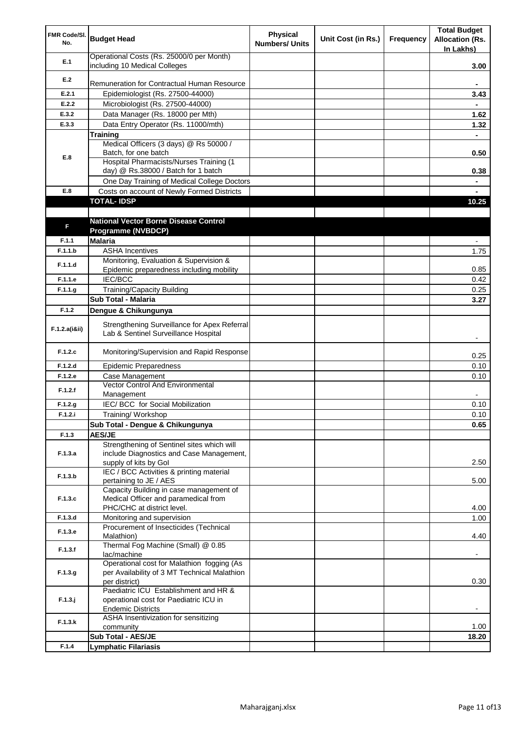| FMR Code/Sl. No. | Budget Head | Physical Numbers/ Units | Unit Cost (in Rs.) | Frequency | Total Budget Allocation (Rs. In Lakhs) |
|---|---|---|---|---|---|
| E.1 | Operational Costs (Rs. 25000/0 per Month) including 10 Medical Colleges | | | | 3.00 |
| E.2 | Remuneration for Contractual Human Resource | | | | - |
| E.2.1 | Epidemiologist (Rs. 27500-44000) | | | | 3.43 |
| E.2.2 | Microbiologist (Rs. 27500-44000) | | | | - |
| E.3.2 | Data Manager (Rs. 18000 per Mth) | | | | 1.62 |
| E.3.3 | Data Entry Operator (Rs. 11000/mth) | | | | 1.32 |
| E.8 | **Training** | | | | - |
| | Medical Officers (3 days) @ Rs 50000 / Batch, for one batch | | | | 0.50 |
| | Hospital Pharmacists/Nurses Training (1 day) @ Rs.38000 / Batch for 1 batch | | | | 0.38 |
| | One Day Training of Medical College Doctors | | | | - |
| E.8 | Costs on account of Newly Formed Districts | | | | - |
| | **TOTAL- IDSP** | | | | **10.25** |
| | | | | | |
| F | **National Vector Borne Disease Control Programme (NVBDCP)** | | | | |
| F.1.1 | **Malaria** | | | | - |
| F.1.1.b | ASHA Incentives | | | | 1.75 |
| F.1.1.d | Monitoring, Evaluation & Supervision & Epidemic preparedness including mobility | | | | 0.85 |
| F.1.1.e | IEC/BCC | | | | 0.42 |
| F.1.1.g | Training/Capacity Building | | | | 0.25 |
| | **Sub Total - Malaria** | | | | **3.27** |
| F.1.2 | **Dengue & Chikungunya** | | | | |
| F.1.2.a(i&ii) | Strengthening Surveillance for Apex Referral Lab & Sentinel Surveillance Hospital | | | | - |
| F.1.2.c | Monitoring/Supervision and Rapid Response | | | | 0.25 |
| F.1.2.d | Epidemic Preparedness | | | | 0.10 |
| F.1.2.e | Case Management | | | | 0.10 |
| F.1.2.f | Vector Control And Environmental Management | | | | - |
| F.1.2.g | IEC/ BCC for Social Mobilization | | | | 0.10 |
| F.1.2.i | Training/ Workshop | | | | 0.10 |
| | **Sub Total - Dengue & Chikungunya** | | | | **0.65** |
| F.1.3 | **AES/JE** | | | | |
| F.1.3.a | Strengthening of Sentinel sites which will include Diagnostics and Case Management, supply of kits by GoI | | | | 2.50 |
| F.1.3.b | IEC / BCC Activities & printing material pertaining to JE / AES | | | | 5.00 |
| F.1.3.c | Capacity Building in case management of Medical Officer and paramedical from PHC/CHC at district level. | | | | 4.00 |
| F.1.3.d | Monitoring and supervision | | | | 1.00 |
| F.1.3.e | Procurement of Insecticides (Technical Malathion) | | | | 4.40 |
| F.1.3.f | Thermal Fog Machine (Small) @ 0.85 lac/machine | | | | - |
| F.1.3.g | Operational cost for Malathion fogging (As per Availability of 3 MT Technical Malathion per district) | | | | 0.30 |
| F.1.3.j | Paediatric ICU Establishment and HR & operational cost for Paediatric ICU in Endemic Districts | | | | - |
| F.1.3.k | ASHA Insentivization for sensitizing community | | | | 1.00 |
| | **Sub Total - AES/JE** | | | | **18.20** |
| F.1.4 | **Lymphatic Filariasis** | | | | |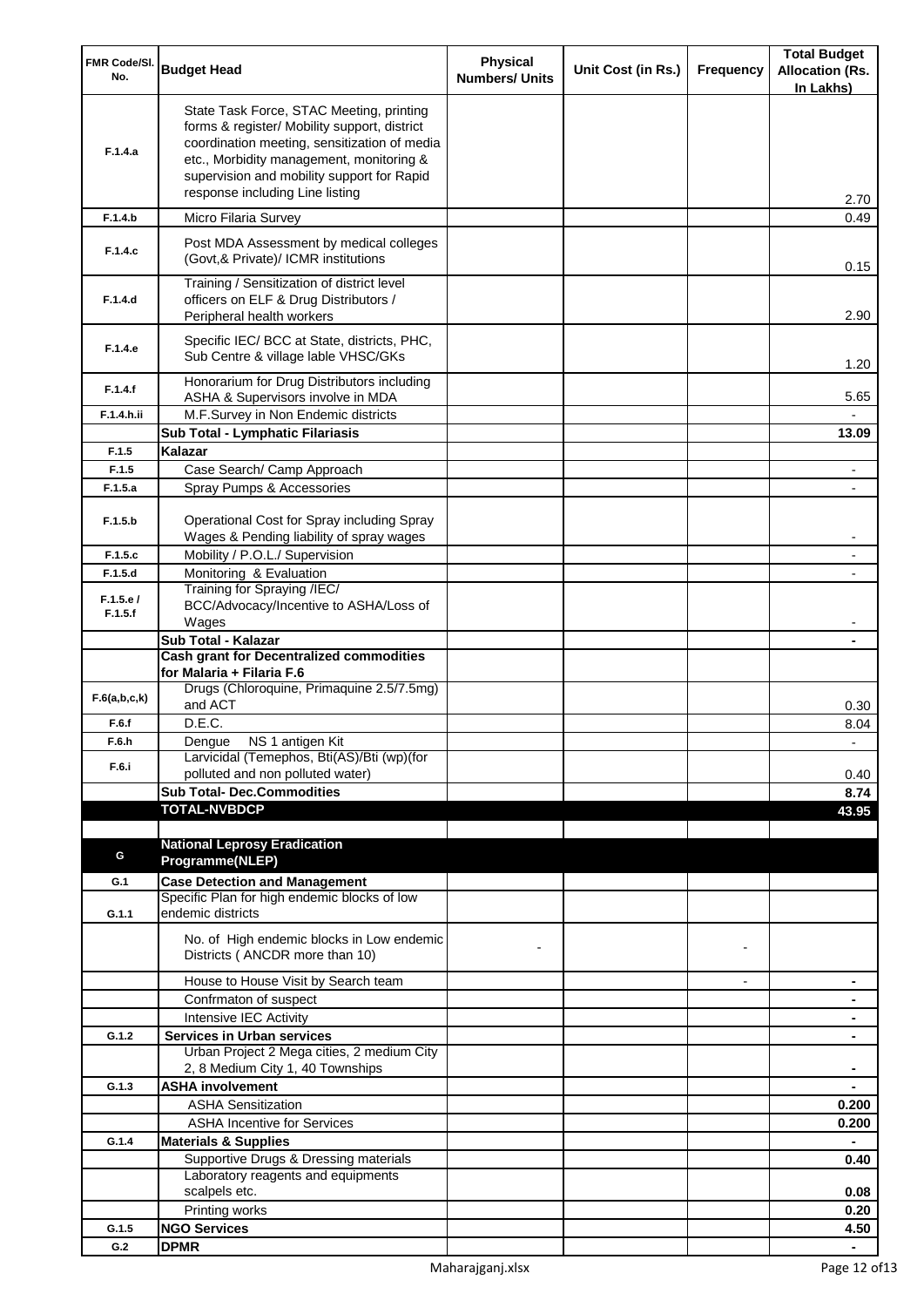| FMR Code/Sl. No. | Budget Head | Physical Numbers/ Units | Unit Cost (in Rs.) | Frequency | Total Budget Allocation (Rs. In Lakhs) |
|---|---|---|---|---|---|
| F.1.4.a | State Task Force, STAC Meeting, printing forms & register/ Mobility support, district coordination meeting, sensitization of media etc., Morbidity management, monitoring & supervision and mobility support for Rapid response including Line listing | | | | 2.70 |
| F.1.4.b | Micro Filaria Survey | | | | 0.49 |
| F.1.4.c | Post MDA Assessment by medical colleges (Govt,& Private)/ ICMR institutions | | | | 0.15 |
| F.1.4.d | Training / Sensitization of district level officers on ELF & Drug Distributors / Peripheral health workers | | | | 2.90 |
| F.1.4.e | Specific IEC/ BCC at State, districts, PHC, Sub Centre & village lable VHSC/GKs | | | | 1.20 |
| F.1.4.f | Honorarium for Drug Distributors including ASHA & Supervisors involve in MDA | | | | 5.65 |
| F.1.4.h.ii | M.F.Survey in Non Endemic districts | | | | - |
| | **Sub Total - Lymphatic Filariasis** | | | | **13.09** |
| F.1.5 | **Kalazar** | | | | |
| F.1.5 | Case Search/ Camp Approach | | | | - |
| F.1.5.a | Spray Pumps & Accessories | | | | - |
| F.1.5.b | Operational Cost for Spray including Spray Wages & Pending liability of spray wages | | | | - |
| F.1.5.c | Mobility / P.O.L./ Supervision | | | | - |
| F.1.5.d | Monitoring & Evaluation | | | | - |
| F.1.5.e / F.1.5.f | Training for Spraying /IEC/ BCC/Advocacy/Incentive to ASHA/Loss of Wages | | | | - |
| | **Sub Total - Kalazar** | | | | **-** |
| | **Cash grant for Decentralized commodities for Malaria + Filaria F.6** | | | | |
| F.6(a,b,c,k) | Drugs (Chloroquine, Primaquine 2.5/7.5mg) and ACT | | | | 0.30 |
| F.6.f | D.E.C. | | | | 8.04 |
| F.6.h | Dengue NS 1 antigen Kit | | | | - |
| F.6.i | Larvicidal (Temephos, Bti(AS)/Bti (wp)(for polluted and non polluted water) | | | | 0.40 |
| | **Sub Total- Dec.Commodities** | | | | **8.74** |
| | **TOTAL-NVBDCP** | | | | **43.95** |
| | | | | | |
| G | **National Leprosy Eradication Programme(NLEP)** | | | | |
| G.1 | **Case Detection and Management** | | | | |
| G.1.1 | Specific Plan for high endemic blocks of low endemic districts | | | | |
| | No. of High endemic blocks in Low endemic Districts ( ANCDR more than 10) | - | | - | |
| | House to House Visit by Search team | | | - | **-** |
| | Confrmaton of suspect | | | | **-** |
| | Intensive IEC Activity | | | | **-** |
| G.1.2 | **Services in Urban services** | | | | **-** |
| | Urban Project 2 Mega cities, 2 medium City 2, 8 Medium City 1, 40 Townships | | | | **-** |
| G.1.3 | **ASHA involvement** | | | | **-** |
| | ASHA Sensitization | | | | **0.200** |
| | ASHA Incentive for Services | | | | **0.200** |
| G.1.4 | **Materials & Supplies** | | | | **-** |
| | Supportive Drugs & Dressing materials | | | | **0.40** |
| | Laboratory reagents and equipments scalpels etc. | | | | **0.08** |
| | Printing works | | | | **0.20** |
| G.1.5 | **NGO Services** | | | | **4.50** |
| G.2 | **DPMR** | | | | **-** |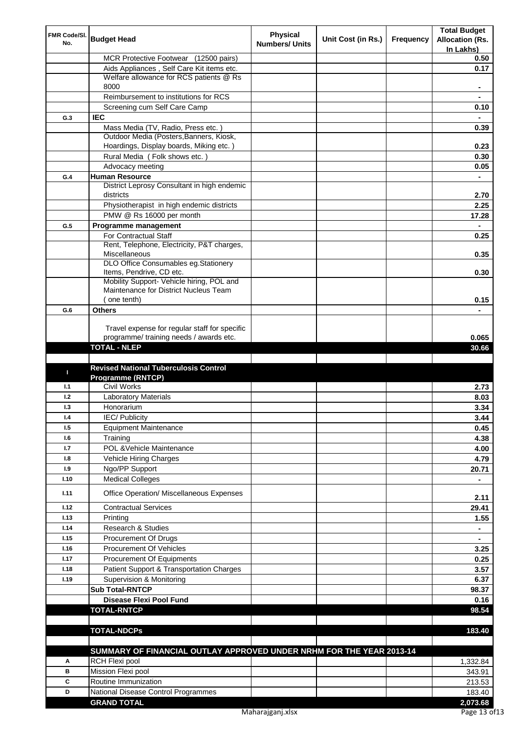| FMR Code/Sl. No. | Budget Head | Physical Numbers/ Units | Unit Cost (in Rs.) | Frequency | Total Budget Allocation (Rs. In Lakhs) |
|---|---|---|---|---|---|
| | MCR Protective Footwear (12500 pairs) | | | | 0.50 |
| | Aids Appliances , Self Care Kit items etc. | | | | 0.17 |
| | Welfare allowance for RCS patients @ Rs 8000 | | | | - |
| | Reimbursement to institutions for RCS | | | | - |
| | Screening cum Self Care Camp | | | | 0.10 |
| G.3 | **IEC** | | | | - |
| | Mass Media (TV, Radio, Press etc. ) | | | | 0.39 |
| | Outdoor Media (Posters,Banners, Kiosk, Hoardings, Display boards, Miking etc. ) | | | | 0.23 |
| | Rural Media ( Folk shows etc. ) | | | | 0.30 |
| | Advocacy meeting | | | | 0.05 |
| G.4 | **Human Resource** | | | | - |
| | District Leprosy Consultant in high endemic districts | | | | 2.70 |
| | Physiotherapist in high endemic districts | | | | 2.25 |
| | PMW @ Rs 16000 per month | | | | 17.28 |
| G.5 | **Programme management** | | | | - |
| | For Contractual Staff | | | | 0.25 |
| | Rent, Telephone, Electricity, P&T charges, Miscellaneous | | | | 0.35 |
| | DLO Office Consumables eg.Stationery Items, Pendrive, CD etc. | | | | 0.30 |
| | Mobility Support- Vehicle hiring, POL and Maintenance for District Nucleus Team ( one tenth) | | | | 0.15 |
| G.6 | **Others** | | | | - |
| | Travel expense for regular staff for specific programme/ training needs / awards etc. | | | | 0.065 |
| | **TOTAL - NLEP** | | | | **30.66** |
| | | | | | |
| I | **Revised National Tuberculosis Control Programme (RNTCP)** | | | | |
| I.1 | Civil Works | | | | 2.73 |
| I.2 | Laboratory Materials | | | | 8.03 |
| I.3 | Honorarium | | | | 3.34 |
| I.4 | IEC/ Publicity | | | | 3.44 |
| I.5 | Equipment Maintenance | | | | 0.45 |
| I.6 | Training | | | | 4.38 |
| I.7 | POL &Vehicle Maintenance | | | | 4.00 |
| I.8 | Vehicle Hiring Charges | | | | 4.79 |
| I.9 | Ngo/PP Support | | | | 20.71 |
| I.10 | Medical Colleges | | | | - |
| I.11 | Office Operation/ Miscellaneous Expenses | | | | 2.11 |
| I.12 | Contractual Services | | | | 29.41 |
| I.13 | Printing | | | | 1.55 |
| I.14 | Research & Studies | | | | - |
| I.15 | Procurement Of Drugs | | | | - |
| I.16 | Procurement Of Vehicles | | | | 3.25 |
| I.17 | Procurement Of Equipments | | | | 0.25 |
| I.18 | Patient Support & Transportation Charges | | | | 3.57 |
| I.19 | Supervision & Monitoring | | | | 6.37 |
| | **Sub Total-RNTCP** | | | | **98.37** |
| | **Disease Flexi Pool Fund** | | | | **0.16** |
| | **TOTAL-RNTCP** | | | | **98.54** |
| | | | | | |
| | **TOTAL-NDCPs** | | | | **183.40** |
| | | | | | |
| | **SUMMARY OF FINANCIAL OUTLAY APPROVED UNDER NRHM FOR THE YEAR 2013-14** | | | | |
| A | RCH Flexi pool | | | | 1,332.84 |
| B | Mission Flexi pool | | | | 343.91 |
| C | Routine Immunization | | | | 213.53 |
| D | National Disease Control Programmes | | | | 183.40 |
| | **GRAND TOTAL** | | | | **2,073.68** |